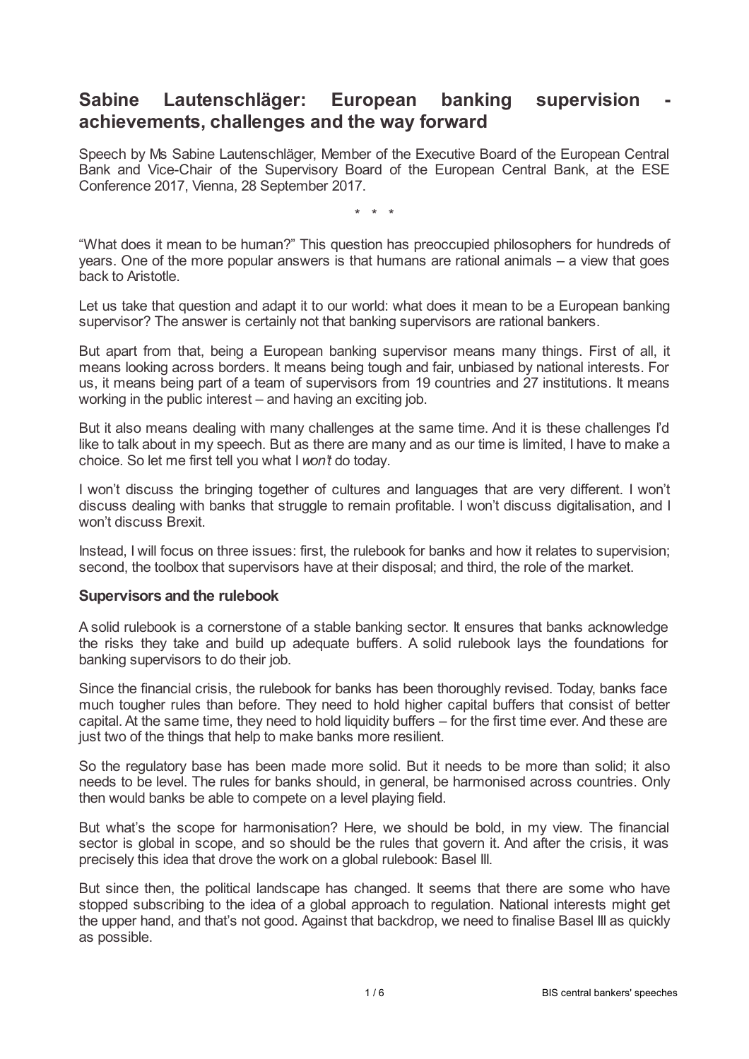# Sabine Lautenschläger: European banking supervision - achievements, challenges and the way forward

Speech by Ms Sabine Lautenschläger, Member of the Executive Board of the European Central Bank and Vice-Chair of the Supervisory Board of the European Central Bank, at the ESE Conference 2017, Vienna, 28 September 2017.

\* \* \*

"What does it mean to be human?" This question has preoccupied philosophers for hundreds of years. One of the more popular answers is that humans are rational animals – a view that goes back to Aristotle.

Let us take that question and adapt it to our world: what does it mean to be a European banking supervisor? The answer is certainly not that banking supervisors are rational bankers.

But apart from that, being a European banking supervisor means many things. First of all, it means looking across borders. It means being tough and fair, unbiased by national interests. For us, it means being part of a team of supervisors from 19 countries and 27 institutions. It means working in the public interest – and having an exciting job.

But it also means dealing with many challenges at the same time. And it is these challenges I'd like to talk about in my speech. But as there are many and as our time is limited, I have to make a choice. So let me first tell you what I *won't* do today.

I won't discuss the bringing together of cultures and languages that are very different. I won't discuss dealing with banks that struggle to remain profitable. I won't discuss digitalisation, and I won't discuss Brexit.

Instead, I will focus on three issues: first, the rulebook for banks and how it relates to supervision; second, the toolbox that supervisors have at their disposal; and third, the role of the market.

### Supervisors and the rulebook

A solid rulebook is a cornerstone of a stable banking sector. It ensures that banks acknowledge the risks they take and build up adequate buffers. A solid rulebook lays the foundations for banking supervisors to do their job.

Since the financial crisis, the rulebook for banks has been thoroughly revised. Today, banks face much tougher rules than before. They need to hold higher capital buffers that consist of better capital. At the same time, they need to hold liquidity buffers – for the first time ever. And these are just two of the things that help to make banks more resilient.

So the regulatory base has been made more solid. But it needs to be more than solid; it also needs to be level. The rules for banks should, in general, be harmonised across countries. Only then would banks be able to compete on a level playing field.

But what's the scope for harmonisation? Here, we should be bold, in my view. The financial sector is global in scope, and so should be the rules that govern it. And after the crisis, it was precisely this idea that drove the work on a global rulebook: Basel III.

But since then, the political landscape has changed. It seems that there are some who have stopped subscribing to the idea of a global approach to regulation. National interests might get the upper hand, and that's not good. Against that backdrop, we need to finalise Basel III as quickly as possible.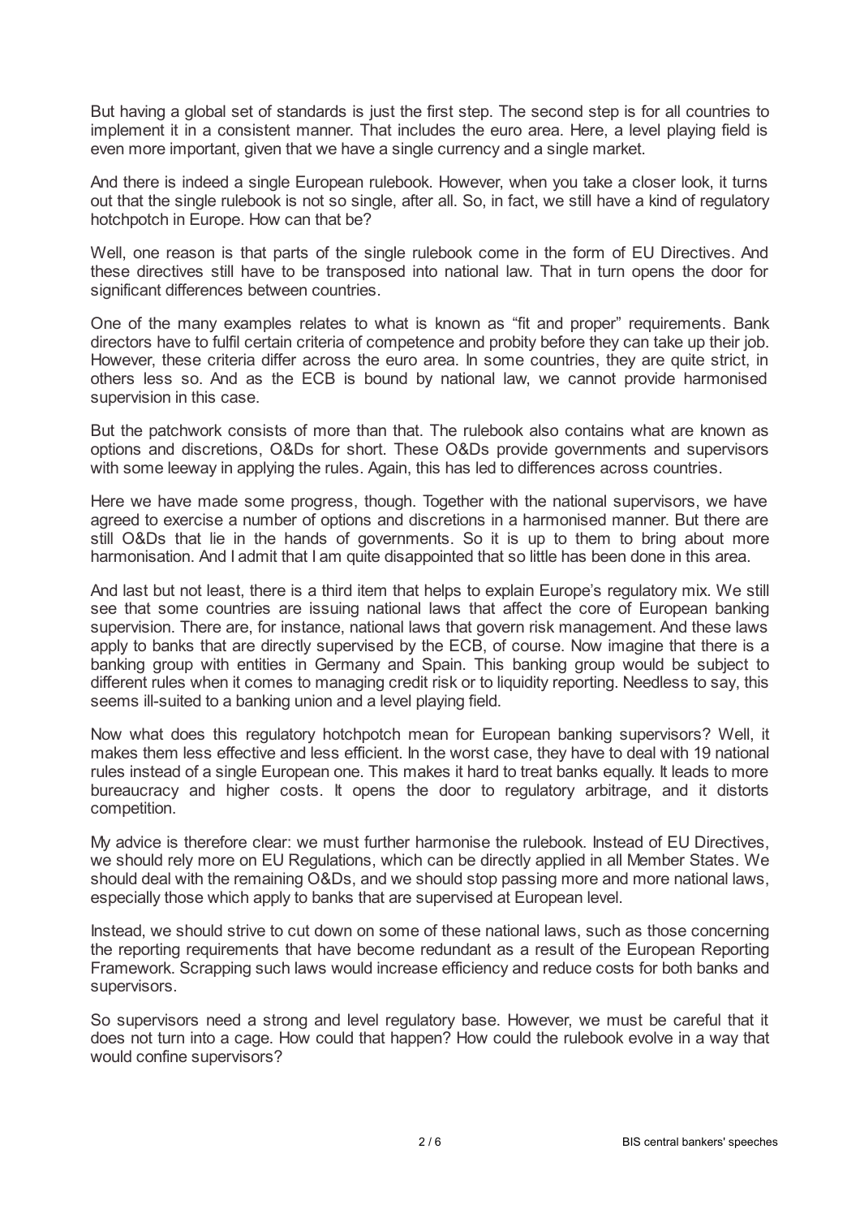But having a global set of standards is just the first step. The second step is for all countries to implement it in a consistent manner. That includes the euro area. Here, a level playing field is even more important, given that we have a single currency and a single market.

And there is indeed a single European rulebook. However, when you take a closer look, it turns out that the single rulebook is not so single, after all. So, in fact, we still have a kind of regulatory hotchpotch in Europe. How can that be?

Well, one reason is that parts of the single rulebook come in the form of EU Directives. And these directives still have to be transposed into national law. That in turn opens the door for significant differences between countries.

One of the many examples relates to what is known as "fit and proper" requirements. Bank directors have to fulfil certain criteria of competence and probity before they can take up their job. However, these criteria differ across the euro area. In some countries, they are quite strict, in others less so. And as the ECB is bound by national law, we cannot provide harmonised supervision in this case.

But the patchwork consists of more than that. The rulebook also contains what are known as options and discretions, O&Ds for short. These O&Ds provide governments and supervisors with some leeway in applying the rules. Again, this has led to differences across countries.

Here we have made some progress, though. Together with the national supervisors, we have agreed to exercise a number of options and discretions in a harmonised manner. But there are still O&Ds that lie in the hands of governments. So it is up to them to bring about more harmonisation. And I admit that I am quite disappointed that so little has been done in this area.

And last but not least, there is a third item that helps to explain Europe's regulatory mix. We still see that some countries are issuing national laws that affect the core of European banking supervision. There are, for instance, national laws that govern risk management. And these laws apply to banks that are directly supervised by the ECB, of course. Now imagine that there is a banking group with entities in Germany and Spain. This banking group would be subject to different rules when it comes to managing credit risk or to liquidity reporting. Needless to say, this seems ill-suited to a banking union and a level playing field.

Now what does this regulatory hotchpotch mean for European banking supervisors? Well, it makes them less effective and less efficient. In the worst case, they have to deal with 19 national rules instead of a single European one. This makes it hard to treat banks equally. It leads to more bureaucracy and higher costs. It opens the door to regulatory arbitrage, and it distorts competition.

My advice is therefore clear: we must further harmonise the rulebook. Instead of EU Directives, we should rely more on EU Regulations, which can be directly applied in all Member States. We should deal with the remaining O&Ds, and we should stop passing more and more national laws, especially those which apply to banks that are supervised at European level.

Instead, we should strive to cut down on some of these national laws, such as those concerning the reporting requirements that have become redundant as a result of the European Reporting Framework. Scrapping such laws would increase efficiency and reduce costs for both banks and supervisors.

So supervisors need a strong and level regulatory base. However, we must be careful that it does not turn into a cage. How could that happen? How could the rulebook evolve in a way that would confine supervisors?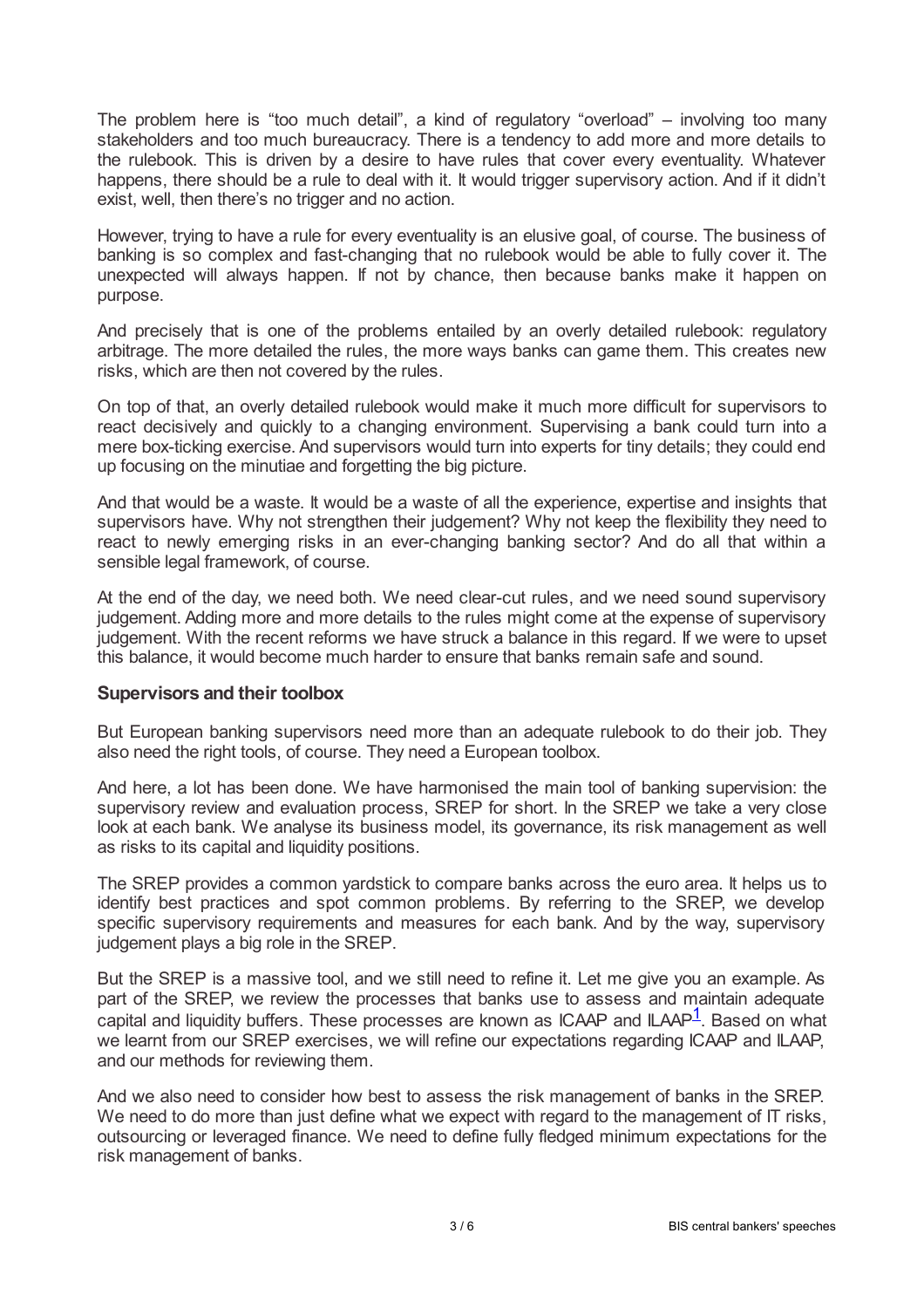The problem here is "too much detail", a kind of regulatory "overload" – involving too many stakeholders and too much bureaucracy. There is a tendency to add more and more details to the rulebook. This is driven by a desire to have rules that cover every eventuality. Whatever happens, there should be a rule to deal with it. It would trigger supervisory action. And if it didn't exist, well, then there's no trigger and no action.

However, trying to have a rule for every eventuality is an elusive goal, of course. The business of banking is so complex and fast-changing that no rulebook would be able to fully cover it. The unexpected will always happen. If not by chance, then because banks make it happen on purpose.

And precisely that is one of the problems entailed by an overly detailed rulebook: regulatory arbitrage. The more detailed the rules, the more ways banks can game them. This creates new risks, which are then not covered by the rules.

On top of that, an overly detailed rulebook would make it much more difficult for supervisors to react decisively and quickly to a changing environment. Supervising a bank could turn into a mere box-ticking exercise. And supervisors would turn into experts for tiny details; they could end up focusing on the minutiae and forgetting the big picture.

And that would be a waste. It would be a waste of all the experience, expertise and insights that supervisors have. Why not strengthen their judgement? Why not keep the flexibility they need to react to newly emerging risks in an ever-changing banking sector? And do all that within a sensible legal framework, of course.

At the end of the day, we need both. We need clear-cut rules, and we need sound supervisory judgement. Adding more and more details to the rules might come at the expense of supervisory judgement. With the recent reforms we have struck a balance in this regard. If we were to upset this balance, it would become much harder to ensure that banks remain safe and sound.

### Supervisors and their toolbox

But European banking supervisors need more than an adequate rulebook to do their job. They also need the right tools, of course. They need a European toolbox.

And here, a lot has been done. We have harmonised the main tool of banking supervision: the supervisory review and evaluation process, SREP for short. In the SREP we take a very close look at each bank. We analyse its business model, its governance, its risk management as well as risks to its capital and liquidity positions.

The SREP provides a common yardstick to compare banks across the euro area. It helps us to identify best practices and spot common problems. By referring to the SREP, we develop specific supervisory requirements and measures for each bank. And by the way, supervisory judgement plays a big role in the SREP.

But the SREP is a massive tool, and we still need to refine it. Let me give you an example. As part of the SREP, we review the processes that banks use to assess and maintain adequate capital and liquidity buffers. These processes are known as ICAAP and ILAAP[1]. Based on what we learnt from our SREP exercises, we will refine our expectations regarding ICAAP and ILAAP, and our methods for reviewing them.

And we also need to consider how best to assess the risk management of banks in the SREP. We need to do more than just define what we expect with regard to the management of IT risks, outsourcing or leveraged finance. We need to define fully fledged minimum expectations for the risk management of banks.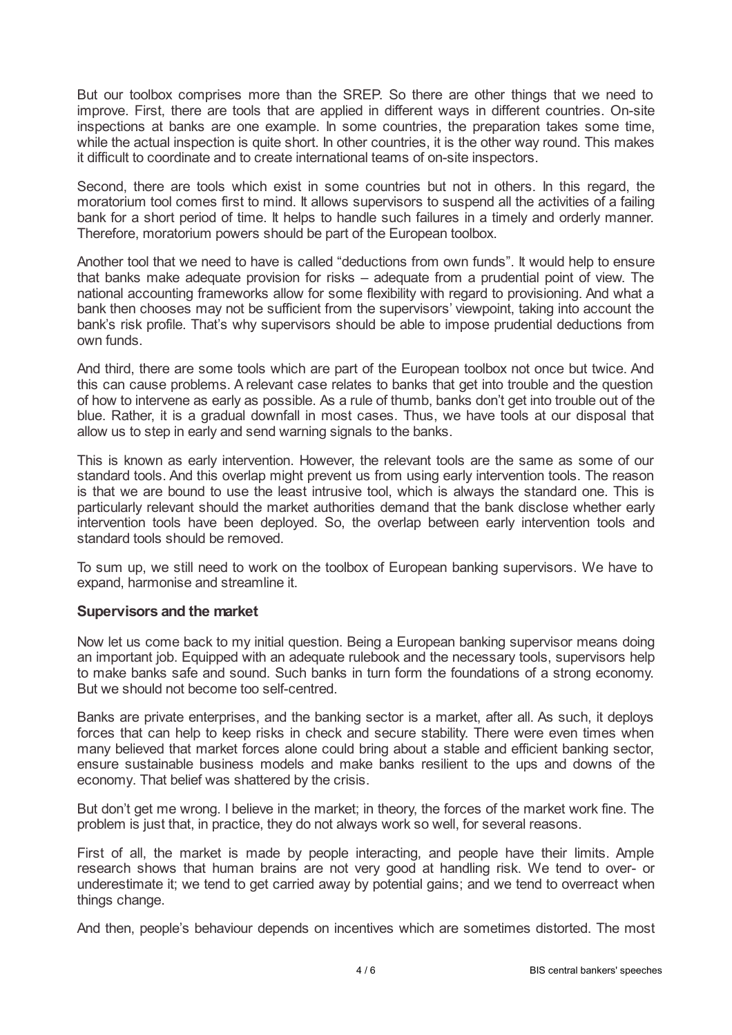But our toolbox comprises more than the SREP. So there are other things that we need to improve. First, there are tools that are applied in different ways in different countries. On-site inspections at banks are one example. In some countries, the preparation takes some time, while the actual inspection is quite short. In other countries, it is the other way round. This makes it difficult to coordinate and to create international teams of on-site inspectors.

Second, there are tools which exist in some countries but not in others. In this regard, the moratorium tool comes first to mind. It allows supervisors to suspend all the activities of a failing bank for a short period of time. It helps to handle such failures in a timely and orderly manner. Therefore, moratorium powers should be part of the European toolbox.

Another tool that we need to have is called "deductions from own funds". It would help to ensure that banks make adequate provision for risks – adequate from a prudential point of view. The national accounting frameworks allow for some flexibility with regard to provisioning. And what a bank then chooses may not be sufficient from the supervisors' viewpoint, taking into account the bank's risk profile. That's why supervisors should be able to impose prudential deductions from own funds.

And third, there are some tools which are part of the European toolbox not once but twice. And this can cause problems. A relevant case relates to banks that get into trouble and the question of how to intervene as early as possible. As a rule of thumb, banks don't get into trouble out of the blue. Rather, it is a gradual downfall in most cases. Thus, we have tools at our disposal that allow us to step in early and send warning signals to the banks.

This is known as early intervention. However, the relevant tools are the same as some of our standard tools. And this overlap might prevent us from using early intervention tools. The reason is that we are bound to use the least intrusive tool, which is always the standard one. This is particularly relevant should the market authorities demand that the bank disclose whether early intervention tools have been deployed. So, the overlap between early intervention tools and standard tools should be removed.

To sum up, we still need to work on the toolbox of European banking supervisors. We have to expand, harmonise and streamline it.

### Supervisors and the market

Now let us come back to my initial question. Being a European banking supervisor means doing an important job. Equipped with an adequate rulebook and the necessary tools, supervisors help to make banks safe and sound. Such banks in turn form the foundations of a strong economy. But we should not become too self-centred.

Banks are private enterprises, and the banking sector is a market, after all. As such, it deploys forces that can help to keep risks in check and secure stability. There were even times when many believed that market forces alone could bring about a stable and efficient banking sector, ensure sustainable business models and make banks resilient to the ups and downs of the economy. That belief was shattered by the crisis.

But don't get me wrong. I believe in the market; in theory, the forces of the market work fine. The problem is just that, in practice, they do not always work so well, for several reasons.

First of all, the market is made by people interacting, and people have their limits. Ample research shows that human brains are not very good at handling risk. We tend to over- or underestimate it; we tend to get carried away by potential gains; and we tend to overreact when things change.

And then, people's behaviour depends on incentives which are sometimes distorted. The most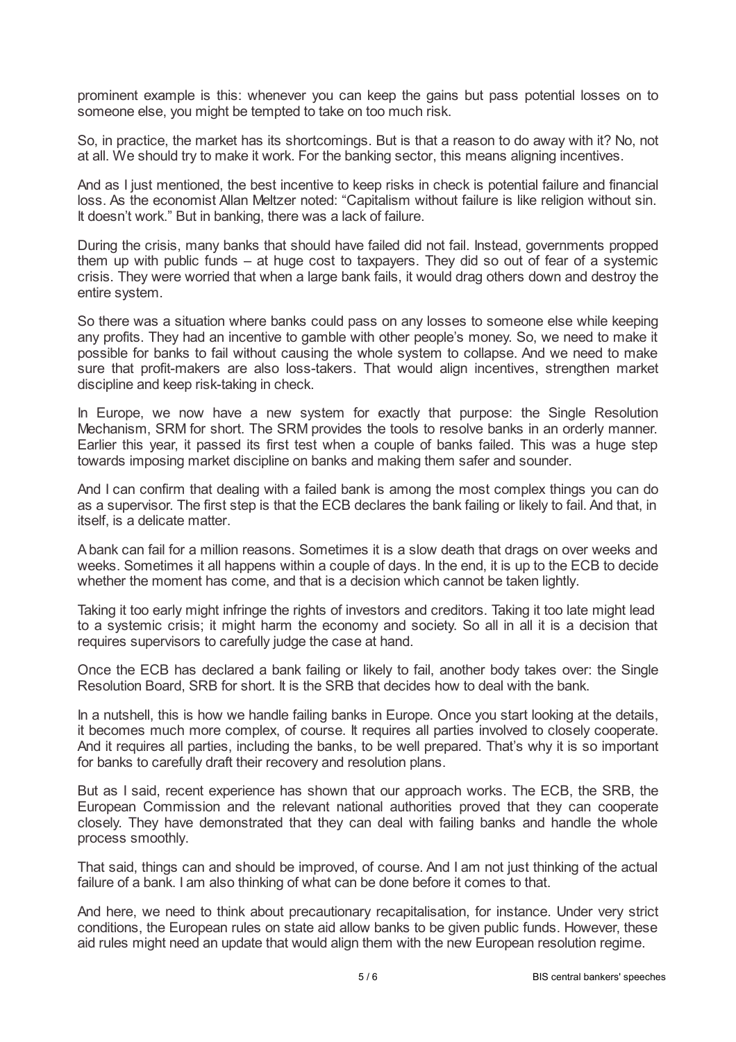prominent example is this: whenever you can keep the gains but pass potential losses on to someone else, you might be tempted to take on too much risk.

So, in practice, the market has its shortcomings. But is that a reason to do away with it? No, not at all. We should try to make it work. For the banking sector, this means aligning incentives.

And as I just mentioned, the best incentive to keep risks in check is potential failure and financial loss. As the economist Allan Meltzer noted: "Capitalism without failure is like religion without sin. It doesn't work." But in banking, there was a lack of failure.

During the crisis, many banks that should have failed did not fail. Instead, governments propped them up with public funds – at huge cost to taxpayers. They did so out of fear of a systemic crisis. They were worried that when a large bank fails, it would drag others down and destroy the entire system.

So there was a situation where banks could pass on any losses to someone else while keeping any profits. They had an incentive to gamble with other people's money. So, we need to make it possible for banks to fail without causing the whole system to collapse. And we need to make sure that profit-makers are also loss-takers. That would align incentives, strengthen market discipline and keep risk-taking in check.

In Europe, we now have a new system for exactly that purpose: the Single Resolution Mechanism, SRM for short. The SRM provides the tools to resolve banks in an orderly manner. Earlier this year, it passed its first test when a couple of banks failed. This was a huge step towards imposing market discipline on banks and making them safer and sounder.

And I can confirm that dealing with a failed bank is among the most complex things you can do as a supervisor. The first step is that the ECB declares the bank failing or likely to fail. And that, in itself, is a delicate matter.

A bank can fail for a million reasons. Sometimes it is a slow death that drags on over weeks and weeks. Sometimes it all happens within a couple of days. In the end, it is up to the ECB to decide whether the moment has come, and that is a decision which cannot be taken lightly.

Taking it too early might infringe the rights of investors and creditors. Taking it too late might lead to a systemic crisis; it might harm the economy and society. So all in all it is a decision that requires supervisors to carefully judge the case at hand.

Once the ECB has declared a bank failing or likely to fail, another body takes over: the Single Resolution Board, SRB for short. It is the SRB that decides how to deal with the bank.

In a nutshell, this is how we handle failing banks in Europe. Once you start looking at the details, it becomes much more complex, of course. It requires all parties involved to closely cooperate. And it requires all parties, including the banks, to be well prepared. That's why it is so important for banks to carefully draft their recovery and resolution plans.

But as I said, recent experience has shown that our approach works. The ECB, the SRB, the European Commission and the relevant national authorities proved that they can cooperate closely. They have demonstrated that they can deal with failing banks and handle the whole process smoothly.

That said, things can and should be improved, of course. And I am not just thinking of the actual failure of a bank. I am also thinking of what can be done before it comes to that.

And here, we need to think about precautionary recapitalisation, for instance. Under very strict conditions, the European rules on state aid allow banks to be given public funds. However, these aid rules might need an update that would align them with the new European resolution regime.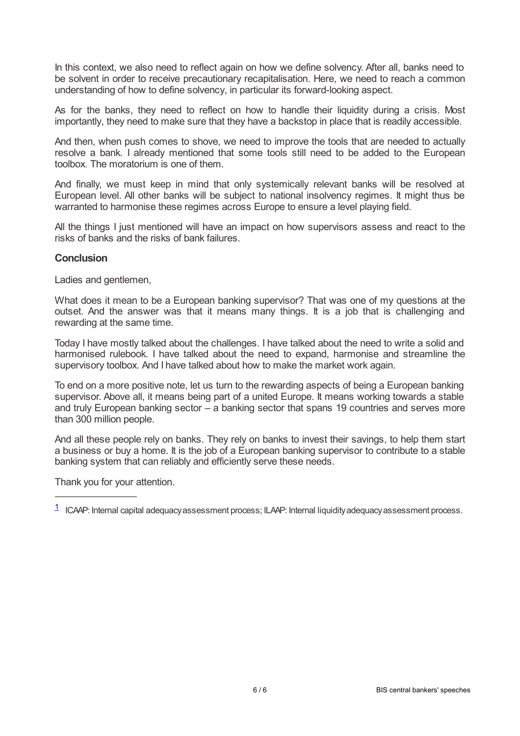In this context, we also need to reflect again on how we define solvency. After all, banks need to be solvent in order to receive precautionary recapitalisation. Here, we need to reach a common understanding of how to define solvency, in particular its forward-looking aspect.

As for the banks, they need to reflect on how to handle their liquidity during a crisis. Most importantly, they need to make sure that they have a backstop in place that is readily accessible.

And then, when push comes to shove, we need to improve the tools that are needed to actually resolve a bank. I already mentioned that some tools still need to be added to the European toolbox. The moratorium is one of them.

And finally, we must keep in mind that only systemically relevant banks will be resolved at European level. All other banks will be subject to national insolvency regimes. It might thus be warranted to harmonise these regimes across Europe to ensure a level playing field.

All the things I just mentioned will have an impact on how supervisors assess and react to the risks of banks and the risks of bank failures.

**Conclusion**

Ladies and gentlemen,

What does it mean to be a European banking supervisor? That was one of my questions at the outset. And the answer was that it means many things. It is a job that is challenging and rewarding at the same time.

Today I have mostly talked about the challenges. I have talked about the need to write a solid and harmonised rulebook. I have talked about the need to expand, harmonise and streamline the supervisory toolbox. And I have talked about how to make the market work again.

To end on a more positive note, let us turn to the rewarding aspects of being a European banking supervisor. Above all, it means being part of a united Europe. It means working towards a stable and truly European banking sector – a banking sector that spans 19 countries and serves more than 300 million people.

And all these people rely on banks. They rely on banks to invest their savings, to help them start a business or buy a home. It is the job of a European banking supervisor to contribute to a stable banking system that can reliably and efficiently serve these needs.

Thank you for your attention.

---

[1] ICAAP: Internal capital adequacy assessment process; ILAAP: Internal liquidity adequacy assessment process.